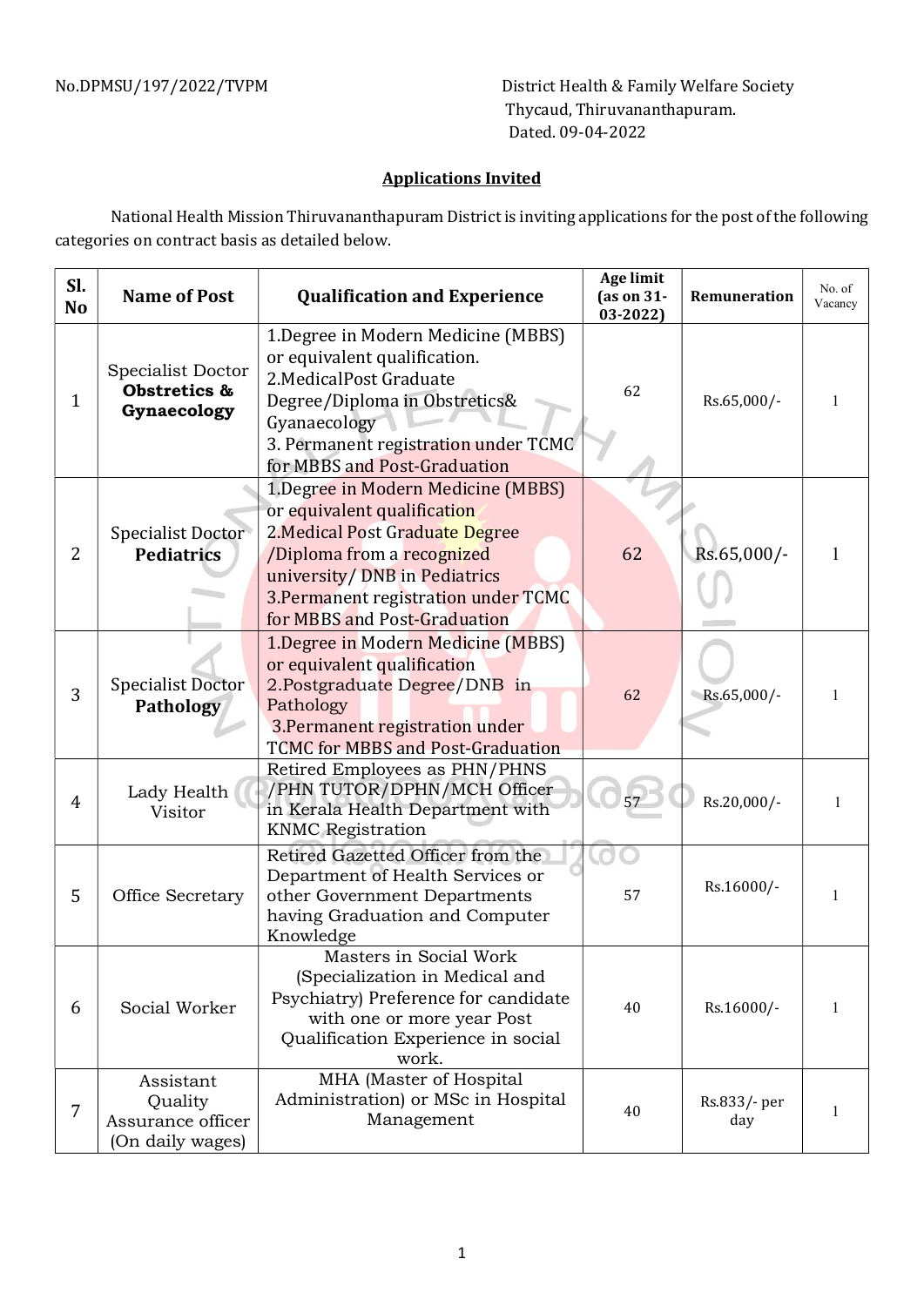No.DPMSU/197/2022/TVPM

District Health & Family Welfare Society
Thycaud, Thiruvananthapuram.
Dated. 09-04-2022

## Applications Invited

National Health Mission Thiruvananthapuram District is inviting applications for the post of the following categories on contract basis as detailed below.

| Sl. No | Name of Post | Qualification and Experience | Age limit (as on 31-03-2022) | Remuneration | No. of Vacancy |
|---|---|---|---|---|---|
| 1 | Specialist Doctor **Obstretics & Gynaecology** | 1.Degree in Modern Medicine (MBBS) or equivalent qualification. 2.MedicalPost Graduate Degree/Diploma in Obstretics& Gyanaecology 3. Permanent registration under TCMC for MBBS and Post-Graduation | 62 | Rs.65,000/- | 1 |
| 2 | Specialist Doctor **Pediatrics** | 1.Degree in Modern Medicine (MBBS) or equivalent qualification 2.Medical Post Graduate Degree /Diploma from a recognized university/ DNB in Pediatrics 3.Permanent registration under TCMC for MBBS and Post-Graduation | 62 | Rs.65,000/- | 1 |
| 3 | Specialist Doctor **Pathology** | 1.Degree in Modern Medicine (MBBS) or equivalent qualification 2.Postgraduate Degree/DNB in Pathology 3.Permanent registration under TCMC for MBBS and Post-Graduation | 62 | Rs.65,000/- | 1 |
| 4 | Lady Health Visitor | Retired Employees as PHN/PHNS /PHN TUTOR/DPHN/MCH Officer in Kerala Health Department with KNMC Registration | 57 | Rs.20,000/- | 1 |
| 5 | Office Secretary | Retired Gazetted Officer from the Department of Health Services or other Government Departments having Graduation and Computer Knowledge | 57 | Rs.16000/- | 1 |
| 6 | Social Worker | Masters in Social Work (Specialization in Medical and Psychiatry) Preference for candidate with one or more year Post Qualification Experience in social work. | 40 | Rs.16000/- | 1 |
| 7 | Assistant Quality Assurance officer (On daily wages) | MHA (Master of Hospital Administration) or MSc in Hospital Management | 40 | Rs.833/- per day | 1 |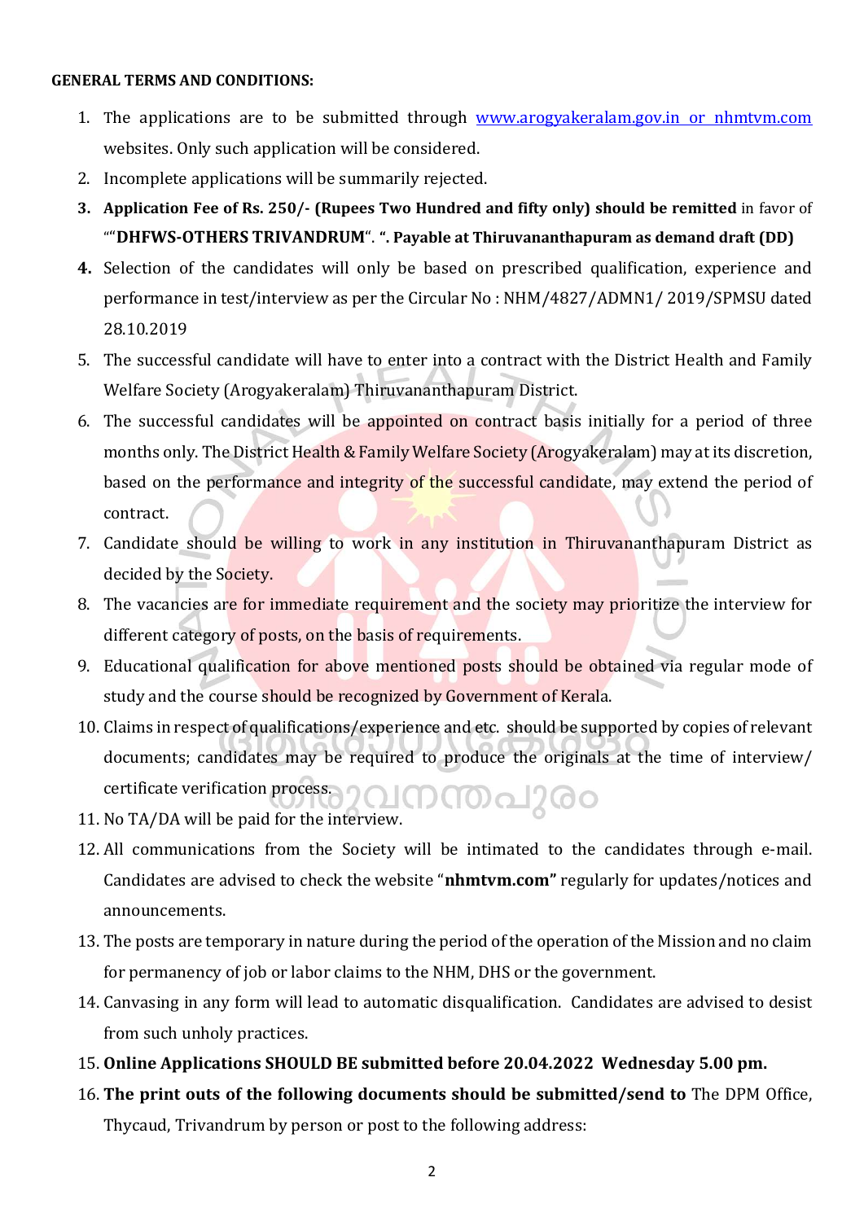**GENERAL TERMS AND CONDITIONS:**

1. The applications are to be submitted through www.arogyakeralam.gov.in or nhmtvm.com websites. Only such application will be considered.
2. Incomplete applications will be summarily rejected.
3. **Application Fee of Rs. 250/- (Rupees Two Hundred and fifty only) should be remitted** in favor of "“**DHFWS-OTHERS TRIVANDRUM**“. **“. Payable at Thiruvananthapuram as demand draft (DD)**
4. Selection of the candidates will only be based on prescribed qualification, experience and performance in test/interview as per the Circular No : NHM/4827/ADMN1/ 2019/SPMSU dated 28.10.2019
5. The successful candidate will have to enter into a contract with the District Health and Family Welfare Society (Arogyakeralam) Thiruvananthapuram District.
6. The successful candidates will be appointed on contract basis initially for a period of three months only. The District Health & Family Welfare Society (Arogyakeralam) may at its discretion, based on the performance and integrity of the successful candidate, may extend the period of contract.
7. Candidate should be willing to work in any institution in Thiruvananthapuram District as decided by the Society.
8. The vacancies are for immediate requirement and the society may prioritize the interview for different category of posts, on the basis of requirements.
9. Educational qualification for above mentioned posts should be obtained via regular mode of study and the course should be recognized by Government of Kerala.
10. Claims in respect of qualifications/experience and etc. should be supported by copies of relevant documents; candidates may be required to produce the originals at the time of interview/ certificate verification process.
11. No TA/DA will be paid for the interview.
12. All communications from the Society will be intimated to the candidates through e-mail. Candidates are advised to check the website “**nhmtvm.com”** regularly for updates/notices and announcements.
13. The posts are temporary in nature during the period of the operation of the Mission and no claim for permanency of job or labor claims to the NHM, DHS or the government.
14. Canvasing in any form will lead to automatic disqualification. Candidates are advised to desist from such unholy practices.
15. **Online Applications SHOULD BE submitted before 20.04.2022 Wednesday 5.00 pm.**
16. **The print outs of the following documents should be submitted/send to** The DPM Office, Thycaud, Trivandrum by person or post to the following address: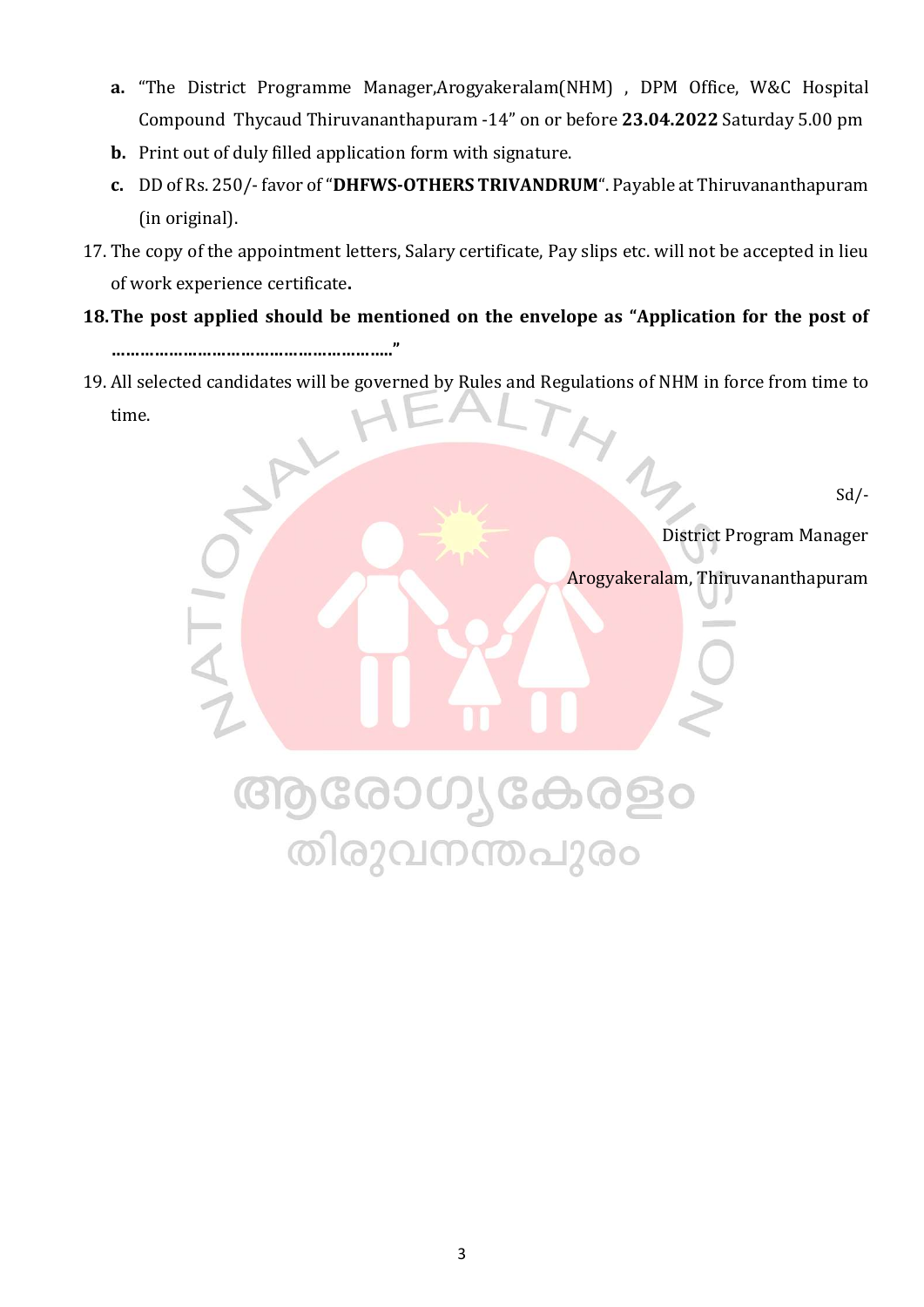a. "The District Programme Manager,Arogyakeralam(NHM) , DPM Office, W&C Hospital Compound Thycaud Thiruvananthapuram -14" on or before **23.04.2022** Saturday 5.00 pm

b. Print out of duly filled application form with signature.

c. DD of Rs. 250/- favor of "**DHFWS-OTHERS TRIVANDRUM**". Payable at Thiruvananthapuram (in original).

17. The copy of the appointment letters, Salary certificate, Pay slips etc. will not be accepted in lieu of work experience certificate.
18. **The post applied should be mentioned on the envelope as "Application for the post of ………………………………………………….."**
19. All selected candidates will be governed by Rules and Regulations of NHM in force from time to time.

Sd/-

District Program Manager

Arogyakeralam, Thiruvananthapuram